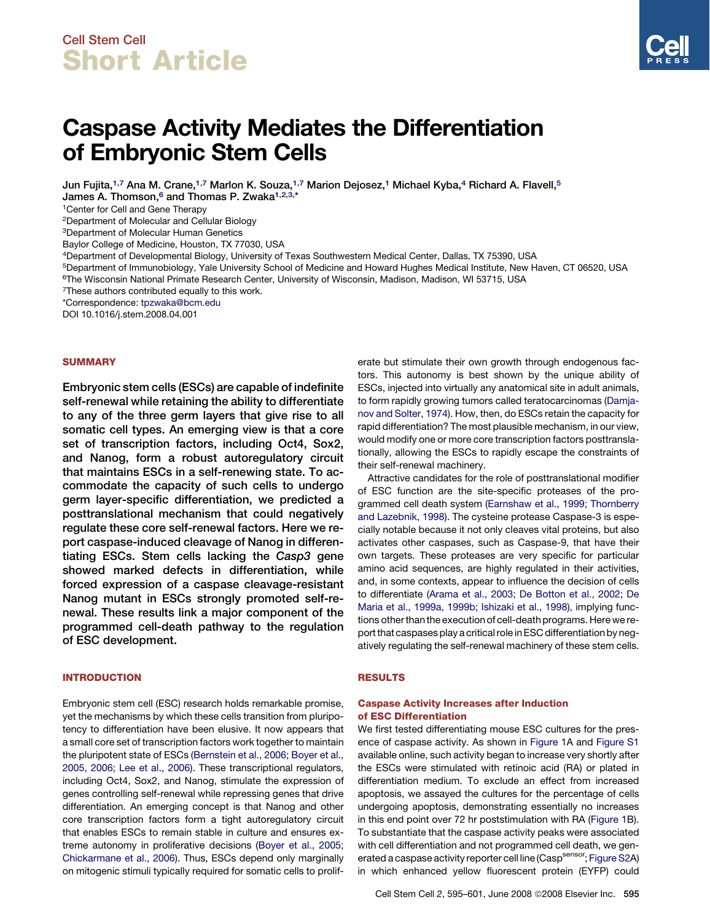Cell Stem Cell

# Short Article

# Caspase Activity Mediates the Differentiation of Embryonic Stem Cells

Jun Fujita,[1,7] Ana M. Crane,[1,7] Marlon K. Souza,[1,7] Marion Dejosez,[1] Michael Kyba,[4] Richard A. Flavell,[5] James A. Thomson,[6] and Thomas P. Zwaka[1,2,3,*]

[1]Center for Cell and Gene Therapy
[2]Department of Molecular and Cellular Biology
[3]Department of Molecular Human Genetics
Baylor College of Medicine, Houston, TX 77030, USA
[4]Department of Developmental Biology, University of Texas Southwestern Medical Center, Dallas, TX 75390, USA
[5]Department of Immunobiology, Yale University School of Medicine and Howard Hughes Medical Institute, New Haven, CT 06520, USA
[6]The Wisconsin National Primate Research Center, University of Wisconsin, Madison, Madison, WI 53715, USA
[7]These authors contributed equally to this work.
*Correspondence: tpzwaka@bcm.edu
DOI 10.1016/j.stem.2008.04.001

## SUMMARY

**Embryonic stem cells (ESCs) are capable of indefinite self-renewal while retaining the ability to differentiate to any of the three germ layers that give rise to all somatic cell types. An emerging view is that a core set of transcription factors, including Oct4, Sox2, and Nanog, form a robust autoregulatory circuit that maintains ESCs in a self-renewing state. To accommodate the capacity of such cells to undergo germ layer-specific differentiation, we predicted a posttranslational mechanism that could negatively regulate these core self-renewal factors. Here we report caspase-induced cleavage of Nanog in differentiating ESCs. Stem cells lacking the *Casp3* gene showed marked defects in differentiation, while forced expression of a caspase cleavage-resistant Nanog mutant in ESCs strongly promoted self-renewal. These results link a major component of the programmed cell-death pathway to the regulation of ESC development.**

## INTRODUCTION

Embryonic stem cell (ESC) research holds remarkable promise, yet the mechanisms by which these cells transition from pluripotency to differentiation have been elusive. It now appears that a small core set of transcription factors work together to maintain the pluripotent state of ESCs (Bernstein et al., 2006; Boyer et al., 2005, 2006; Lee et al., 2006). These transcriptional regulators, including Oct4, Sox2, and Nanog, stimulate the expression of genes controlling self-renewal while repressing genes that drive differentiation. An emerging concept is that Nanog and other core transcription factors form a tight autoregulatory circuit that enables ESCs to remain stable in culture and ensures extreme autonomy in proliferative decisions (Boyer et al., 2005; Chickarmane et al., 2006). Thus, ESCs depend only marginally on mitogenic stimuli typically required for somatic cells to proliferate but stimulate their own growth through endogenous factors. This autonomy is best shown by the unique ability of ESCs, injected into virtually any anatomical site in adult animals, to form rapidly growing tumors called teratocarcinomas (Damjanov and Solter, 1974). How, then, do ESCs retain the capacity for rapid differentiation? The most plausible mechanism, in our view, would modify one or more core transcription factors posttranslationally, allowing the ESCs to rapidly escape the constraints of their self-renewal machinery.

Attractive candidates for the role of posttranslational modifier of ESC function are the site-specific proteases of the programmed cell death system (Earnshaw et al., 1999; Thornberry and Lazebnik, 1998). The cysteine protease Caspase-3 is especially notable because it not only cleaves vital proteins, but also activates other caspases, such as Caspase-9, that have their own targets. These proteases are very specific for particular amino acid sequences, are highly regulated in their activities, and, in some contexts, appear to influence the decision of cells to differentiate (Arama et al., 2003; De Botton et al., 2002; De Maria et al., 1999a, 1999b; Ishizaki et al., 1998), implying functions other than the execution of cell-death programs. Here we report that caspases play a critical role in ESC differentiation by negatively regulating the self-renewal machinery of these stem cells.

## RESULTS

### Caspase Activity Increases after Induction of ESC Differentiation

We first tested differentiating mouse ESC cultures for the presence of caspase activity. As shown in Figure 1A and Figure S1 available online, such activity began to increase very shortly after the ESCs were stimulated with retinoic acid (RA) or plated in differentiation medium. To exclude an effect from increased apoptosis, we assayed the cultures for the percentage of cells undergoing apoptosis, demonstrating essentially no increases in this end point over 72 hr poststimulation with RA (Figure 1B). To substantiate that the caspase activity peaks were associated with cell differentiation and not programmed cell death, we generated a caspase activity reporter cell line (Casp[sensor]; Figure S2A) in which enhanced yellow fluorescent protein (EYFP) could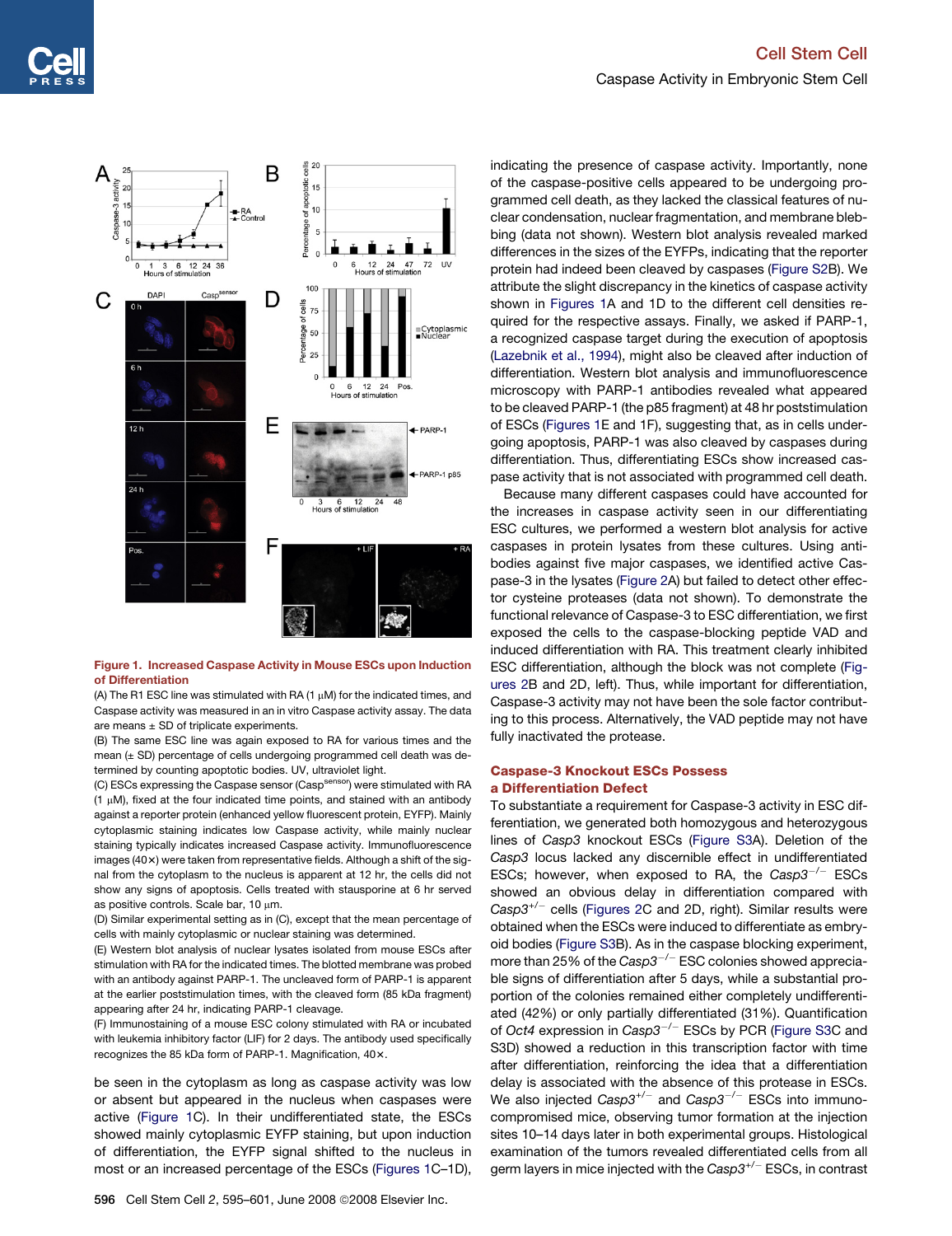**Figure 1. Increased Caspase Activity in Mouse ESCs upon Induction of Differentiation**

(A) The R1 ESC line was stimulated with RA (1 μM) for the indicated times, and Caspase activity was measured in an in vitro Caspase activity assay. The data are means ± SD of triplicate experiments.

(B) The same ESC line was again exposed to RA for various times and the mean (± SD) percentage of cells undergoing programmed cell death was determined by counting apoptotic bodies. UV, ultraviolet light.

(C) ESCs expressing the Caspase sensor (Casp$^{sensor}$) were stimulated with RA (1 μM), fixed at the four indicated time points, and stained with an antibody against a reporter protein (enhanced yellow fluorescent protein, EYFP). Mainly cytoplasmic staining indicates low Caspase activity, while mainly nuclear staining typically indicates increased Caspase activity. Immunofluorescence images (40×) were taken from representative fields. Although a shift of the signal from the cytoplasm to the nucleus is apparent at 12 hr, the cells did not show any signs of apoptosis. Cells treated with stausporine at 6 hr served as positive controls. Scale bar, 10 μm.

(D) Similar experimental setting as in (C), except that the mean percentage of cells with mainly cytoplasmic or nuclear staining was determined.

(E) Western blot analysis of nuclear lysates isolated from mouse ESCs after stimulation with RA for the indicated times. The blotted membrane was probed with an antibody against PARP-1. The uncleaved form of PARP-1 is apparent at the earlier poststimulation times, with the cleaved form (85 kDa fragment) appearing after 24 hr, indicating PARP-1 cleavage.

(F) Immunostaining of a mouse ESC colony stimulated with RA or incubated with leukemia inhibitory factor (LIF) for 2 days. The antibody used specifically recognizes the 85 kDa form of PARP-1. Magnification, 40×.

be seen in the cytoplasm as long as caspase activity was low or absent but appeared in the nucleus when caspases were active (Figure 1C). In their undifferentiated state, the ESCs showed mainly cytoplasmic EYFP staining, but upon induction of differentiation, the EYFP signal shifted to the nucleus in most or an increased percentage of the ESCs (Figures 1C–1D), indicating the presence of caspase activity. Importantly, none of the caspase-positive cells appeared to be undergoing programmed cell death, as they lacked the classical features of nuclear condensation, nuclear fragmentation, and membrane blebbing (data not shown). Western blot analysis revealed marked differences in the sizes of the EYFPs, indicating that the reporter protein had indeed been cleaved by caspases (Figure S2B). We attribute the slight discrepancy in the kinetics of caspase activity shown in Figures 1A and 1D to the different cell densities required for the respective assays. Finally, we asked if PARP-1, a recognized caspase target during the execution of apoptosis (Lazebnik et al., 1994), might also be cleaved after induction of differentiation. Western blot analysis and immunofluorescence microscopy with PARP-1 antibodies revealed what appeared to be cleaved PARP-1 (the p85 fragment) at 48 hr poststimulation of ESCs (Figures 1E and 1F), suggesting that, as in cells undergoing apoptosis, PARP-1 was also cleaved by caspases during differentiation. Thus, differentiating ESCs show increased caspase activity that is not associated with programmed cell death.

Because many different caspases could have accounted for the increases in caspase activity seen in our differentiating ESC cultures, we performed a western blot analysis for active caspases in protein lysates from these cultures. Using antibodies against five major caspases, we identified active Caspase-3 in the lysates (Figure 2A) but failed to detect other effector cysteine proteases (data not shown). To demonstrate the functional relevance of Caspase-3 to ESC differentiation, we first exposed the cells to the caspase-blocking peptide VAD and induced differentiation with RA. This treatment clearly inhibited ESC differentiation, although the block was not complete (Figures 2B and 2D, left). Thus, while important for differentiation, Caspase-3 activity may not have been the sole factor contributing to this process. Alternatively, the VAD peptide may not have fully inactivated the protease.

## Caspase-3 Knockout ESCs Possess a Differentiation Defect

To substantiate a requirement for Caspase-3 activity in ESC differentiation, we generated both homozygous and heterozygous lines of *Casp3* knockout ESCs (Figure S3A). Deletion of the *Casp3* locus lacked any discernible effect in undifferentiated ESCs; however, when exposed to RA, the *Casp3*$^{-/-}$ ESCs showed an obvious delay in differentiation compared with *Casp3*$^{+/-}$ cells (Figures 2C and 2D, right). Similar results were obtained when the ESCs were induced to differentiate as embryoid bodies (Figure S3B). As in the caspase blocking experiment, more than 25% of the *Casp3*$^{-/-}$ ESC colonies showed appreciable signs of differentiation after 5 days, while a substantial proportion of the colonies remained either completely undifferentiated (42%) or only partially differentiated (31%). Quantification of *Oct4* expression in *Casp3*$^{-/-}$ ESCs by PCR (Figure S3C and S3D) showed a reduction in this transcription factor with time after differentiation, reinforcing the idea that a differentiation delay is associated with the absence of this protease in ESCs. We also injected *Casp3*$^{+/-}$ and *Casp3*$^{-/-}$ ESCs into immunocompromised mice, observing tumor formation at the injection sites 10–14 days later in both experimental groups. Histological examination of the tumors revealed differentiated cells from all germ layers in mice injected with the *Casp3*$^{+/-}$ ESCs, in contrast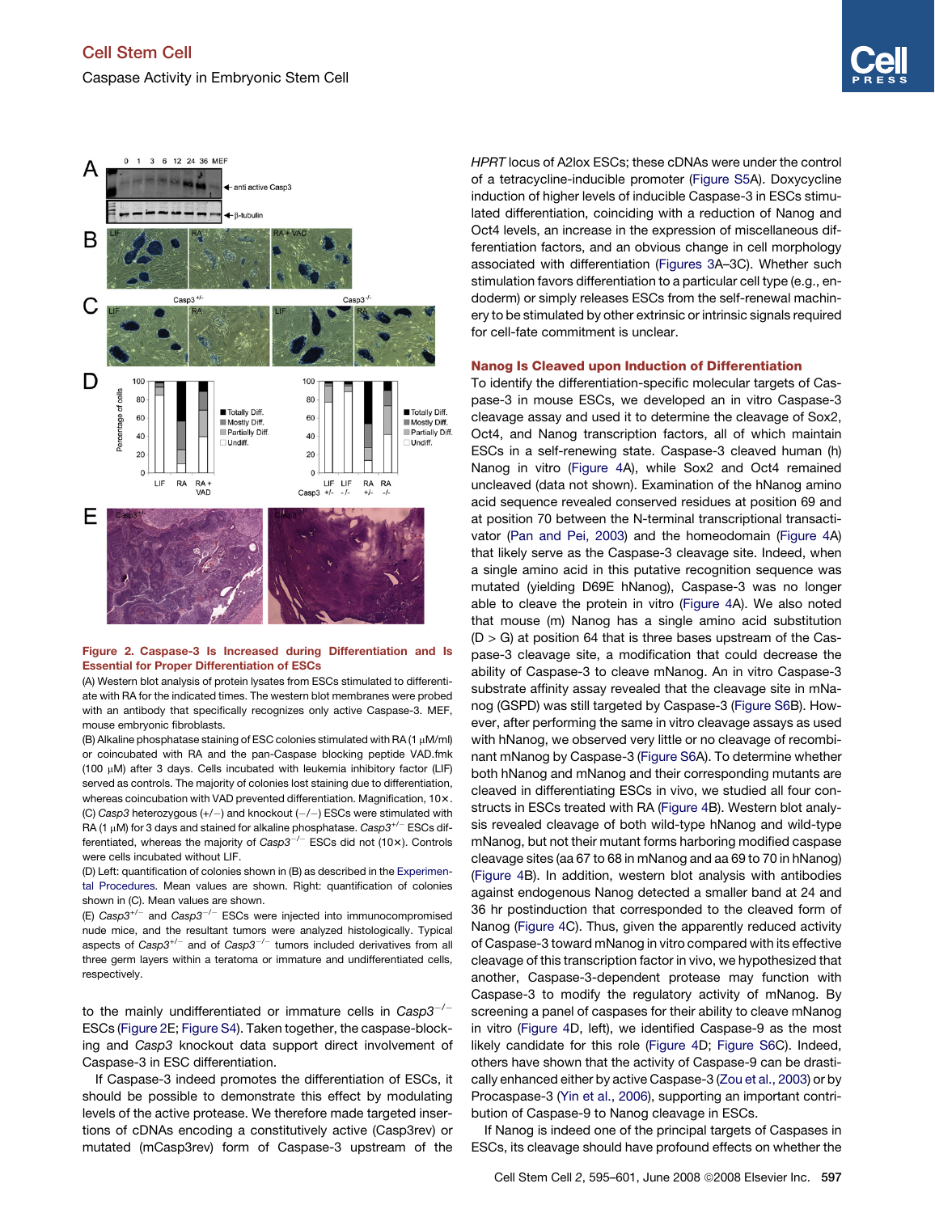**Figure 2. Caspase-3 Is Increased during Differentiation and Is Essential for Proper Differentiation of ESCs**

(A) Western blot analysis of protein lysates from ESCs stimulated to differentiate with RA for the indicated times. The western blot membranes were probed with an antibody that specifically recognizes only active Caspase-3. MEF, mouse embryonic fibroblasts.

(B) Alkaline phosphatase staining of ESC colonies stimulated with RA (1 μM/ml) or coincubated with RA and the pan-Caspase blocking peptide VAD.fmk (100 μM) after 3 days. Cells incubated with leukemia inhibitory factor (LIF) served as controls. The majority of colonies lost staining due to differentiation, whereas coincubation with VAD prevented differentiation. Magnification, 10×.

(C) *Casp3* heterozygous (+/−) and knockout (−/−) ESCs were stimulated with RA (1 μM) for 3 days and stained for alkaline phosphatase. *Casp3*$^{+/-}$ ESCs differentiated, whereas the majority of *Casp3*$^{-/-}$ ESCs did not (10×). Controls were cells incubated without LIF.

(D) Left: quantification of colonies shown in (B) as described in the Experimental Procedures. Mean values are shown. Right: quantification of colonies shown in (C). Mean values are shown.

(E) *Casp3*$^{+/-}$ and *Casp3*$^{-/-}$ ESCs were injected into immunocompromised nude mice, and the resultant tumors were analyzed histologically. Typical aspects of *Casp3*$^{+/-}$ and of *Casp3*$^{-/-}$ tumors included derivatives from all three germ layers within a teratoma or immature and undifferentiated cells, respectively.

to the mainly undifferentiated or immature cells in *Casp3*$^{-/-}$ ESCs (Figure 2E; Figure S4). Taken together, the caspase-blocking and *Casp3* knockout data support direct involvement of Caspase-3 in ESC differentiation.

If Caspase-3 indeed promotes the differentiation of ESCs, it should be possible to demonstrate this effect by modulating levels of the active protease. We therefore made targeted insertions of cDNAs encoding a constitutively active (Casp3rev) or mutated (mCasp3rev) form of Caspase-3 upstream of the *HPRT* locus of A2lox ESCs; these cDNAs were under the control of a tetracycline-inducible promoter (Figure S5A). Doxycycline induction of higher levels of inducible Caspase-3 in ESCs stimulated differentiation, coinciding with a reduction of Nanog and Oct4 levels, an increase in the expression of miscellaneous differentiation factors, and an obvious change in cell morphology associated with differentiation (Figures 3A–3C). Whether such stimulation favors differentiation to a particular cell type (e.g., endoderm) or simply releases ESCs from the self-renewal machinery to be stimulated by other extrinsic or intrinsic signals required for cell-fate commitment is unclear.

## Nanog Is Cleaved upon Induction of Differentiation

To identify the differentiation-specific molecular targets of Caspase-3 in mouse ESCs, we developed an in vitro Caspase-3 cleavage assay and used it to determine the cleavage of Sox2, Oct4, and Nanog transcription factors, all of which maintain ESCs in a self-renewing state. Caspase-3 cleaved human (h) Nanog in vitro (Figure 4A), while Sox2 and Oct4 remained uncleaved (data not shown). Examination of the hNanog amino acid sequence revealed conserved residues at position 69 and at position 70 between the N-terminal transcriptional transactivator (Pan and Pei, 2003) and the homeodomain (Figure 4A) that likely serve as the Caspase-3 cleavage site. Indeed, when a single amino acid in this putative recognition sequence was mutated (yielding D69E hNanog), Caspase-3 was no longer able to cleave the protein in vitro (Figure 4A). We also noted that mouse (m) Nanog has a single amino acid substitution (D > G) at position 64 that is three bases upstream of the Caspase-3 cleavage site, a modification that could decrease the ability of Caspase-3 to cleave mNanog. An in vitro Caspase-3 substrate affinity assay revealed that the cleavage site in mNanog (GSPD) was still targeted by Caspase-3 (Figure S6B). However, after performing the same in vitro cleavage assays as used with hNanog, we observed very little or no cleavage of recombinant mNanog by Caspase-3 (Figure S6A). To determine whether both hNanog and mNanog and their corresponding mutants are cleaved in differentiating ESCs in vivo, we studied all four constructs in ESCs treated with RA (Figure 4B). Western blot analysis revealed cleavage of both wild-type hNanog and wild-type mNanog, but not their mutant forms harboring modified caspase cleavage sites (aa 67 to 68 in mNanog and aa 69 to 70 in hNanog) (Figure 4B). In addition, western blot analysis with antibodies against endogenous Nanog detected a smaller band at 24 and 36 hr postinduction that corresponded to the cleaved form of Nanog (Figure 4C). Thus, given the apparently reduced activity of Caspase-3 toward mNanog in vitro compared with its effective cleavage of this transcription factor in vivo, we hypothesized that another, Caspase-3-dependent protease may function with Caspase-3 to modify the regulatory activity of mNanog. By screening a panel of caspases for their ability to cleave mNanog in vitro (Figure 4D, left), we identified Caspase-9 as the most likely candidate for this role (Figure 4D; Figure S6C). Indeed, others have shown that the activity of Caspase-9 can be drastically enhanced either by active Caspase-3 (Zou et al., 2003) or by Procaspase-3 (Yin et al., 2006), supporting an important contribution of Caspase-9 to Nanog cleavage in ESCs.

If Nanog is indeed one of the principal targets of Caspases in ESCs, its cleavage should have profound effects on whether the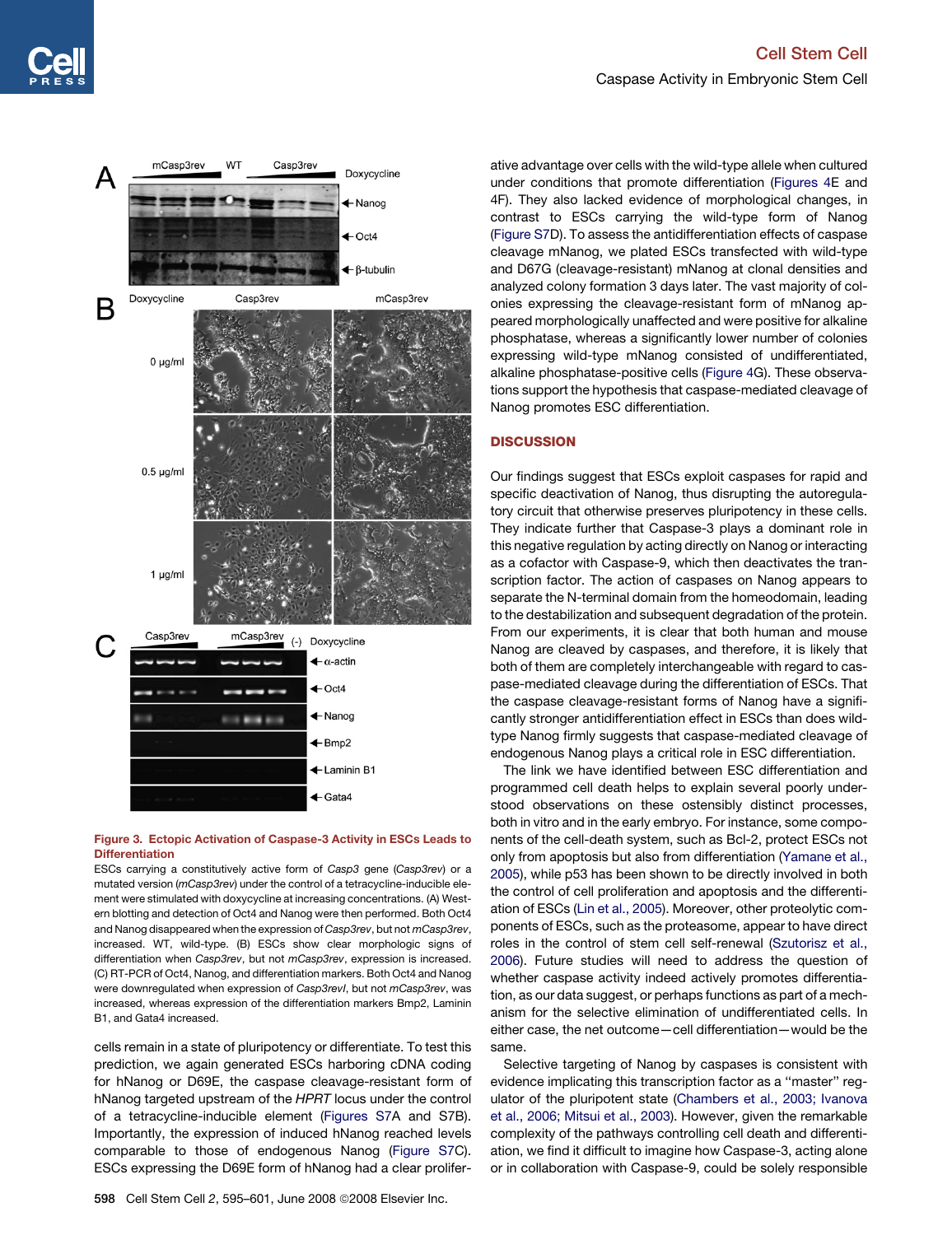**Figure 3. Ectopic Activation of Caspase-3 Activity in ESCs Leads to Differentiation**

ESCs carrying a constitutively active form of *Casp3* gene (*Casp3rev*) or a mutated version (*mCasp3rev*) under the control of a tetracycline-inducible element were stimulated with doxycycline at increasing concentrations. (A) Western blotting and detection of Oct4 and Nanog were then performed. Both Oct4 and Nanog disappeared when the expression of *Casp3rev*, but not *mCasp3rev*, increased. WT, wild-type. (B) ESCs show clear morphologic signs of differentiation when *Casp3rev*, but not *mCasp3rev*, expression is increased. (C) RT-PCR of Oct4, Nanog, and differentiation markers. Both Oct4 and Nanog were downregulated when expression of *Casp3revI*, but not *mCasp3rev*, was increased, whereas expression of the differentiation markers Bmp2, Laminin B1, and Gata4 increased.

cells remain in a state of pluripotency or differentiate. To test this prediction, we again generated ESCs harboring cDNA coding for hNanog or D69E, the caspase cleavage-resistant form of hNanog targeted upstream of the *HPRT* locus under the control of a tetracycline-inducible element (Figures S7A and S7B). Importantly, the expression of induced hNanog reached levels comparable to those of endogenous Nanog (Figure S7C). ESCs expressing the D69E form of hNanog had a clear proliferative advantage over cells with the wild-type allele when cultured under conditions that promote differentiation (Figures 4E and 4F). They also lacked evidence of morphological changes, in contrast to ESCs carrying the wild-type form of Nanog (Figure S7D). To assess the antidifferentiation effects of caspase cleavage mNanog, we plated ESCs transfected with wild-type and D67G (cleavage-resistant) mNanog at clonal densities and analyzed colony formation 3 days later. The vast majority of colonies expressing the cleavage-resistant form of mNanog appeared morphologically unaffected and were positive for alkaline phosphatase, whereas a significantly lower number of colonies expressing wild-type mNanog consisted of undifferentiated, alkaline phosphatase-positive cells (Figure 4G). These observations support the hypothesis that caspase-mediated cleavage of Nanog promotes ESC differentiation.

## DISCUSSION

Our findings suggest that ESCs exploit caspases for rapid and specific deactivation of Nanog, thus disrupting the autoregulatory circuit that otherwise preserves pluripotency in these cells. They indicate further that Caspase-3 plays a dominant role in this negative regulation by acting directly on Nanog or interacting as a cofactor with Caspase-9, which then deactivates the transcription factor. The action of caspases on Nanog appears to separate the N-terminal domain from the homeodomain, leading to the destabilization and subsequent degradation of the protein. From our experiments, it is clear that both human and mouse Nanog are cleaved by caspases, and therefore, it is likely that both of them are completely interchangeable with regard to caspase-mediated cleavage during the differentiation of ESCs. That the caspase cleavage-resistant forms of Nanog have a significantly stronger antidifferentiation effect in ESCs than does wild-type Nanog firmly suggests that caspase-mediated cleavage of endogenous Nanog plays a critical role in ESC differentiation.

The link we have identified between ESC differentiation and programmed cell death helps to explain several poorly understood observations on these ostensibly distinct processes, both in vitro and in the early embryo. For instance, some components of the cell-death system, such as Bcl-2, protect ESCs not only from apoptosis but also from differentiation (Yamane et al., 2005), while p53 has been shown to be directly involved in both the control of cell proliferation and apoptosis and the differentiation of ESCs (Lin et al., 2005). Moreover, other proteolytic components of ESCs, such as the proteasome, appear to have direct roles in the control of stem cell self-renewal (Szutorisz et al., 2006). Future studies will need to address the question of whether caspase activity indeed actively promotes differentiation, as our data suggest, or perhaps functions as part of a mechanism for the selective elimination of undifferentiated cells. In either case, the net outcome—cell differentiation—would be the same.

Selective targeting of Nanog by caspases is consistent with evidence implicating this transcription factor as a ''master'' regulator of the pluripotent state (Chambers et al., 2003; Ivanova et al., 2006; Mitsui et al., 2003). However, given the remarkable complexity of the pathways controlling cell death and differentiation, we find it difficult to imagine how Caspase-3, acting alone or in collaboration with Caspase-9, could be solely responsible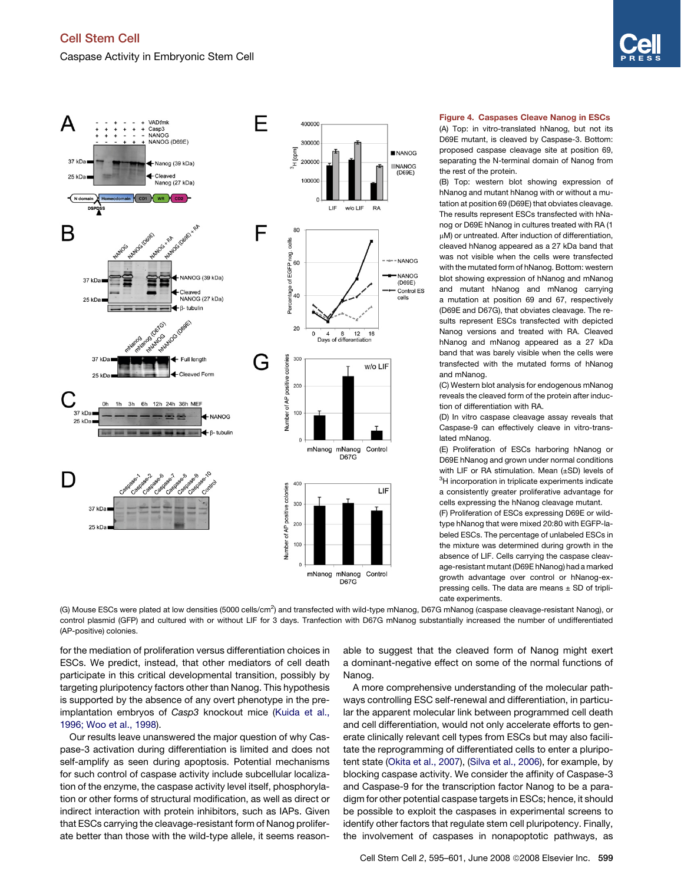**Figure 4. Caspases Cleave Nanog in ESCs**

(A) Top: in vitro-translated hNanog, but not its D69E mutant, is cleaved by Caspase-3. Bottom: proposed caspase cleavage site at position 69, separating the N-terminal domain of Nanog from the rest of the protein.

(B) Top: western blot showing expression of hNanog and mutant hNanog with or without a mutation at position 69 (D69E) that obviates cleavage. The results represent ESCs transfected with hNanog or D69E hNanog in cultures treated with RA (1 μM) or untreated. After induction of differentiation, cleaved hNanog appeared as a 27 kDa band that was not visible when the cells were transfected with the mutated form of hNanog. Bottom: western blot showing expression of hNanog and mNanog and mutant hNanog and mNanog carrying a mutation at position 69 and 67, respectively (D69E and D67G), that obviates cleavage. The results represent ESCs transfected with depicted Nanog versions and treated with RA. Cleaved hNanog and mNanog appeared as a 27 kDa band that was barely visible when the cells were transfected with the mutated forms of hNanog and mNanog.

(C) Western blot analysis for endogenous mNanog reveals the cleaved form of the protein after induction of differentiation with RA.

(D) In vitro caspase cleavage assay reveals that Caspase-9 can effectively cleave in vitro-translated mNanog.

(E) Proliferation of ESCs harboring hNanog or D69E hNanog and grown under normal conditions with LIF or RA stimulation. Mean (±SD) levels of $^{3}$H incorporation in triplicate experiments indicate a consistently greater proliferative advantage for cells expressing the hNanog cleavage mutant.

(F) Proliferation of ESCs expressing D69E or wild-type hNanog that were mixed 20:80 with EGFP-labeled ESCs. The percentage of unlabeled ESCs in the mixture was determined during growth in the absence of LIF. Cells carrying the caspase cleavage-resistant mutant (D69E hNanog) had a marked growth advantage over control or hNanog-expressing cells. The data are means ± SD of triplicate experiments.

(G) Mouse ESCs were plated at low densities (5000 cells/cm$^2$) and transfected with wild-type mNanog, D67G mNanog (caspase cleavage-resistant Nanog), or control plasmid (GFP) and cultured with or without LIF for 3 days. Tranfection with D67G mNanog substantially increased the number of undifferentiated (AP-positive) colonies.

for the mediation of proliferation versus differentiation choices in ESCs. We predict, instead, that other mediators of cell death participate in this critical developmental transition, possibly by targeting pluripotency factors other than Nanog. This hypothesis is supported by the absence of any overt phenotype in the preimplantation embryos of *Casp3* knockout mice (Kuida et al., 1996; Woo et al., 1998).

Our results leave unanswered the major question of why Caspase-3 activation during differentiation is limited and does not self-amplify as seen during apoptosis. Potential mechanisms for such control of caspase activity include subcellular localization of the enzyme, the caspase activity level itself, phosphorylation or other forms of structural modification, as well as direct or indirect interaction with protein inhibitors, such as IAPs. Given that ESCs carrying the cleavage-resistant form of Nanog proliferate better than those with the wild-type allele, it seems reasonable to suggest that the cleaved form of Nanog might exert a dominant-negative effect on some of the normal functions of Nanog.

A more comprehensive understanding of the molecular pathways controlling ESC self-renewal and differentiation, in particular the apparent molecular link between programmed cell death and cell differentiation, would not only accelerate efforts to generate clinically relevant cell types from ESCs but may also facilitate the reprogramming of differentiated cells to enter a pluripotent state (Okita et al., 2007), (Silva et al., 2006), for example, by blocking caspase activity. We consider the affinity of Caspase-3 and Caspase-9 for the transcription factor Nanog to be a paradigm for other potential caspase targets in ESCs; hence, it should be possible to exploit the caspases in experimental screens to identify other factors that regulate stem cell pluripotency. Finally, the involvement of caspases in nonapoptotic pathways, as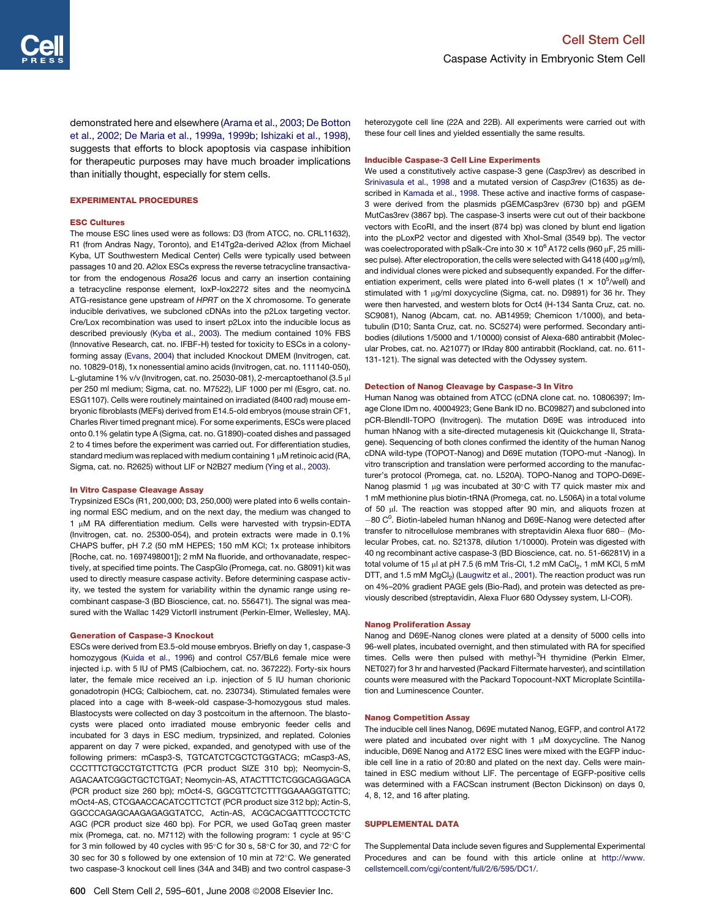demonstrated here and elsewhere (Arama et al., 2003; De Botton et al., 2002; De Maria et al., 1999a, 1999b; Ishizaki et al., 1998), suggests that efforts to block apoptosis via caspase inhibition for therapeutic purposes may have much broader implications than initially thought, especially for stem cells.

## EXPERIMENTAL PROCEDURES

### ESC Cultures

The mouse ESC lines used were as follows: D3 (from ATCC, no. CRL11632), R1 (from Andras Nagy, Toronto), and E14Tg2a-derived A2lox (from Michael Kyba, UT Southwestern Medical Center) Cells were typically used between passages 10 and 20. A2lox ESCs express the reverse tetracycline transactivator from the endogenous *Rosa26* locus and carry an insertion containing a tetracycline response element, loxP-lox2272 sites and the neomycinΔ ATG-resistance gene upstream of *HPRT* on the X chromosome. To generate inducible derivatives, we subcloned cDNAs into the p2Lox targeting vector. Cre/Lox recombination was used to insert p2Lox into the inducible locus as described previously (Kyba et al., 2003). The medium contained 10% FBS (Innovative Research, cat. no. IFBF-H) tested for toxicity to ESCs in a colony-forming assay (Evans, 2004) that included Knockout DMEM (Invitrogen, cat. no. 10829-018), 1x nonessential amino acids (Invitrogen, cat. no. 111140-050), L-glutamine 1% v/v (Invitrogen, cat. no. 25030-081), 2-mercaptoethanol (3.5 μl per 250 ml medium; Sigma, cat. no. M7522), LIF 1000 per ml (Esgro, cat. no. ESG1107). Cells were routinely maintained on irradiated (8400 rad) mouse embryonic fibroblasts (MEFs) derived from E14.5-old embryos (mouse strain CF1, Charles River timed pregnant mice). For some experiments, ESCs were placed onto 0.1% gelatin type A (Sigma, cat. no. G1890)-coated dishes and passaged 2 to 4 times before the experiment was carried out. For differentiation studies, standard medium was replaced with medium containing 1 μM retinoic acid (RA, Sigma, cat. no. R2625) without LIF or N2B27 medium (Ying et al., 2003).

### In Vitro Caspase Cleavage Assay

Trypsinized ESCs (R1, 200,000; D3, 250,000) were plated into 6 wells containing normal ESC medium, and on the next day, the medium was changed to 1 μM RA differentiation medium. Cells were harvested with trypsin-EDTA (Invitrogen, cat. no. 25300-054), and protein extracts were made in 0.1% CHAPS buffer, pH 7.2 (50 mM HEPES; 150 mM KCl; 1x protease inhibitors [Roche, cat. no. 1697498001]); 2 mM Na fluoride, and orthovanadate, respectively, at specified time points. The CaspGlo (Promega, cat. no. G8091) kit was used to directly measure caspase activity. Before determining caspase activity, we tested the system for variability within the dynamic range using recombinant caspase-3 (BD Bioscience, cat. no. 556471). The signal was measured with the Wallac 1429 VictorII instrument (Perkin-Elmer, Wellesley, MA).

### Generation of Caspase-3 Knockout

ESCs were derived from E3.5-old mouse embryos. Briefly on day 1, caspase-3 homozygous (Kuida et al., 1996) and control C57/BL6 female mice were injected i.p. with 5 IU of PMS (Calbiochem, cat. no. 367222). Forty-six hours later, the female mice received an i.p. injection of 5 IU human chorionic gonadotropin (HCG; Calbiochem, cat. no. 230734). Stimulated females were placed into a cage with 8-week-old caspase-3-homozygous stud males. Blastocysts were collected on day 3 postcoitum in the afternoon. The blastocysts were placed onto irradiated mouse embryonic feeder cells and incubated for 3 days in ESC medium, trypsinized, and replated. Colonies apparent on day 7 were picked, expanded, and genotyped with use of the following primers: mCasp3-S, TGTCATCTCGCTCTGGTACG; mCasp3-AS, CCCTTTCTGCCTGTCTTCTG (PCR product SIZE 310 bp); Neomycin-S, AGACAATCGGCTGCTCTGAT; Neomycin-AS, ATACTTTCTCGGCAGGAGCA (PCR product size 260 bp); mOct4-S, GGCGTTCTCTTTGGAAAGGTGTTC; mOct4-AS, CTCGAACCACATCCTTCTCT (PCR product size 312 bp); Actin-S, GGCCCAGAGCAAGAGAGGTATCC, Actin-AS, ACGCACGATTTCCCTCTC AGC (PCR product size 460 bp). For PCR, we used GoTaq green master mix (Promega, cat. no. M7112) with the following program: 1 cycle at 95°C for 3 min followed by 40 cycles with 95°C for 30 s, 58°C for 30, and 72°C for 30 sec for 30 s followed by one extension of 10 min at 72°C. We generated two caspase-3 knockout cell lines (34A and 34B) and two control caspase-3 heterozygote cell line (22A and 22B). All experiments were carried out with these four cell lines and yielded essentially the same results.

### Inducible Caspase-3 Cell Line Experiments

We used a constitutively active caspase-3 gene (*Casp3rev*) as described in Srinivasula et al., 1998 and a mutated version of *Casp3rev* (C1635) as described in Kamada et al., 1998. These active and inactive forms of caspase-3 were derived from the plasmids pGEMCasp3rev (6730 bp) and pGEM MutCas3rev (3867 bp). The caspase-3 inserts were cut out of their backbone vectors with EcoRI, and the insert (874 bp) was cloned by blunt end ligation into the pLoxP2 vector and digested with XhoI-SmaI (3549 bp). The vector was coelectroporated with pSalk-Cre into 30 × 10$^6$ A172 cells (960 μF, 25 millisec pulse). After electroporation, the cells were selected with G418 (400 μg/ml), and individual clones were picked and subsequently expanded. For the differentiation experiment, cells were plated into 6-well plates (1 × 10$^5$/well) and stimulated with 1 μg/ml doxycycline (Sigma, cat. no. D9891) for 36 hr. They were then harvested, and western blots for Oct4 (H-134 Santa Cruz, cat. no. SC9081), Nanog (Abcam, cat. no. AB14959; Chemicon 1/1000), and beta-tubulin (D10; Santa Cruz, cat. no. SC5274) were performed. Secondary antibodies (dilutions 1/5000 and 1/10000) consist of Alexa-680 antirabbit (Molecular Probes, cat. no. A21077) or IRday 800 antirabbit (Rockland, cat. no. 611-131-121). The signal was detected with the Odyssey system.

### Detection of Nanog Cleavage by Caspase-3 In Vitro

Human Nanog was obtained from ATCC (cDNA clone cat. no. 10806397; Image Clone IDm no. 40004923; Gene Bank ID no. BC09827) and subcloned into pCR-BlendII-TOPO (Invitrogen). The mutation D69E was introduced into human hNanog with a site-directed mutagenesis kit (Quickchange II, Stratagene). Sequencing of both clones confirmed the identity of the human Nanog cDNA wild-type (TOPOT-Nanog) and D69E mutation (TOPO-mut -Nanog). In vitro transcription and translation were performed according to the manufacturer's protocol (Promega, cat. no. L520A). TOPO-Nanog and TOPO-D69E-Nanog plasmid 1 μg was incubated at 30°C with T7 quick master mix and 1 mM methionine plus biotin-tRNA (Promega, cat. no. L506A) in a total volume of 50 μl. The reaction was stopped after 90 min, and aliquots frozen at −80 C$^0$. Biotin-labeled human hNanog and D69E-Nanog were detected after transfer to nitrocellulose membranes with streptavidin Alexa fluor 680− (Molecular Probes, cat. no. S21378, dilution 1/10000). Protein was digested with 40 ng recombinant active caspase-3 (BD Bioscience, cat. no. 51-66281V) in a total volume of 15 μl at pH 7.5 (6 mM Tris-Cl, 1.2 mM $CaCl_2$, 1 mM KCl, 5 mM DTT, and 1.5 mM $MgCl_2$) (Laugwitz et al., 2001). The reaction product was run on 4%–20% gradient PAGE gels (Bio-Rad), and protein was detected as previously described (streptavidin, Alexa Fluor 680 Odyssey system, LI-COR).

### Nanog Proliferation Assay

Nanog and D69E-Nanog clones were plated at a density of 5000 cells into 96-well plates, incubated overnight, and then stimulated with RA for specified times. Cells were then pulsed with methyl-$^3$H thymidine (Perkin Elmer, NET027) for 3 hr and harvested (Packard Filtermate harvester), and scintillation counts were measured with the Packard Topocount-NXT Microplate Scintillation and Luminescence Counter.

### Nanog Competition Assay

The inducible cell lines Nanog, D69E mutated Nanog, EGFP, and control A172 were plated and incubated over night with 1 μM doxycycline. The Nanog inducible, D69E Nanog and A172 ESC lines were mixed with the EGFP inducible cell line in a ratio of 20:80 and plated on the next day. Cells were maintained in ESC medium without LIF. The percentage of EGFP-positive cells was determined with a FACScan instrument (Becton Dickinson) on days 0, 4, 8, 12, and 16 after plating.

## SUPPLEMENTAL DATA

The Supplemental Data include seven figures and Supplemental Experimental Procedures and can be found with this article online at http://www.cellstemcell.com/cgi/content/full/2/6/595/DC1/.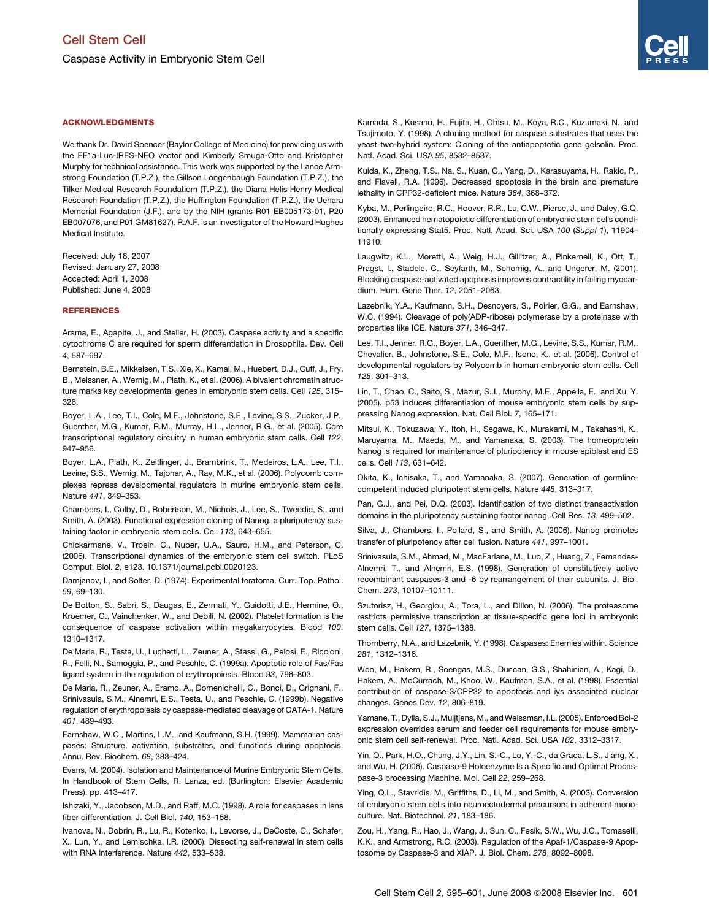## ACKNOWLEDGMENTS

We thank Dr. David Spencer (Baylor College of Medicine) for providing us with the EF1a-Luc-IRES-NEO vector and Kimberly Smuga-Otto and Kristopher Murphy for technical assistance. This work was supported by the Lance Armstrong Foundation (T.P.Z.), the Gillson Longenbaugh Foundation (T.P.Z.), the Tilker Medical Research Foundatiom (T.P.Z.), the Diana Helis Henry Medical Research Foundation (T.P.Z.), the Huffington Foundation (T.P.Z.), the Uehara Memorial Foundation (J.F.), and by the NIH (grants R01 EB005173-01, P20 EB007076, and P01 GM81627). R.A.F. is an investigator of the Howard Hughes Medical Institute.

Received: July 18, 2007
Revised: January 27, 2008
Accepted: April 1, 2008
Published: June 4, 2008

## REFERENCES

Arama, E., Agapite, J., and Steller, H. (2003). Caspase activity and a specific cytochrome C are required for sperm differentiation in Drosophila. Dev. Cell *4*, 687–697.

Bernstein, B.E., Mikkelsen, T.S., Xie, X., Kamal, M., Huebert, D.J., Cuff, J., Fry, B., Meissner, A., Wernig, M., Plath, K., et al. (2006). A bivalent chromatin structure marks key developmental genes in embryonic stem cells. Cell *125*, 315–326.

Boyer, L.A., Lee, T.I., Cole, M.F., Johnstone, S.E., Levine, S.S., Zucker, J.P., Guenther, M.G., Kumar, R.M., Murray, H.L., Jenner, R.G., et al. (2005). Core transcriptional regulatory circuitry in human embryonic stem cells. Cell *122*, 947–956.

Boyer, L.A., Plath, K., Zeitlinger, J., Brambrink, T., Medeiros, L.A., Lee, T.I., Levine, S.S., Wernig, M., Tajonar, A., Ray, M.K., et al. (2006). Polycomb complexes repress developmental regulators in murine embryonic stem cells. Nature *441*, 349–353.

Chambers, I., Colby, D., Robertson, M., Nichols, J., Lee, S., Tweedie, S., and Smith, A. (2003). Functional expression cloning of Nanog, a pluripotency sustaining factor in embryonic stem cells. Cell *113*, 643–655.

Chickarmane, V., Troein, C., Nuber, U.A., Sauro, H.M., and Peterson, C. (2006). Transcriptional dynamics of the embryonic stem cell switch. PLoS Comput. Biol. *2*, e123. 10.1371/journal.pcbi.0020123.

Damjanov, I., and Solter, D. (1974). Experimental teratoma. Curr. Top. Pathol. *59*, 69–130.

De Botton, S., Sabri, S., Daugas, E., Zermati, Y., Guidotti, J.E., Hermine, O., Kroemer, G., Vainchenker, W., and Debili, N. (2002). Platelet formation is the consequence of caspase activation within megakaryocytes. Blood *100*, 1310–1317.

De Maria, R., Testa, U., Luchetti, L., Zeuner, A., Stassi, G., Pelosi, E., Riccioni, R., Felli, N., Samoggia, P., and Peschle, C. (1999a). Apoptotic role of Fas/Fas ligand system in the regulation of erythropoiesis. Blood *93*, 796–803.

De Maria, R., Zeuner, A., Eramo, A., Domenichelli, C., Bonci, D., Grignani, F., Srinivasula, S.M., Alnemri, E.S., Testa, U., and Peschle, C. (1999b). Negative regulation of erythropoiesis by caspase-mediated cleavage of GATA-1. Nature *401*, 489–493.

Earnshaw, W.C., Martins, L.M., and Kaufmann, S.H. (1999). Mammalian caspases: Structure, activation, substrates, and functions during apoptosis. Annu. Rev. Biochem. *68*, 383–424.

Evans, M. (2004). Isolation and Maintenance of Murine Embryonic Stem Cells. In Handbook of Stem Cells, R. Lanza, ed. (Burlington: Elsevier Academic Press), pp. 413–417.

Ishizaki, Y., Jacobson, M.D., and Raff, M.C. (1998). A role for caspases in lens fiber differentiation. J. Cell Biol. *140*, 153–158.

Ivanova, N., Dobrin, R., Lu, R., Kotenko, I., Levorse, J., DeCoste, C., Schafer, X., Lun, Y., and Lemischka, I.R. (2006). Dissecting self-renewal in stem cells with RNA interference. Nature *442*, 533–538.

Kamada, S., Kusano, H., Fujita, H., Ohtsu, M., Koya, R.C., Kuzumaki, N., and Tsujimoto, Y. (1998). A cloning method for caspase substrates that uses the yeast two-hybrid system: Cloning of the antiapoptotic gene gelsolin. Proc. Natl. Acad. Sci. USA *95*, 8532–8537.

Kuida, K., Zheng, T.S., Na, S., Kuan, C., Yang, D., Karasuyama, H., Rakic, P., and Flavell, R.A. (1996). Decreased apoptosis in the brain and premature lethality in CPP32-deficient mice. Nature *384*, 368–372.

Kyba, M., Perlingeiro, R.C., Hoover, R.R., Lu, C.W., Pierce, J., and Daley, G.Q. (2003). Enhanced hematopoietic differentiation of embryonic stem cells conditionally expressing Stat5. Proc. Natl. Acad. Sci. USA *100* (*Suppl 1*), 11904–11910.

Laugwitz, K.L., Moretti, A., Weig, H.J., Gillitzer, A., Pinkernell, K., Ott, T., Pragst, I., Stadele, C., Seyfarth, M., Schomig, A., and Ungerer, M. (2001). Blocking caspase-activated apoptosis improves contractility in failing myocardium. Hum. Gene Ther. *12*, 2051–2063.

Lazebnik, Y.A., Kaufmann, S.H., Desnoyers, S., Poirier, G.G., and Earnshaw, W.C. (1994). Cleavage of poly(ADP-ribose) polymerase by a proteinase with properties like ICE. Nature *371*, 346–347.

Lee, T.I., Jenner, R.G., Boyer, L.A., Guenther, M.G., Levine, S.S., Kumar, R.M., Chevalier, B., Johnstone, S.E., Cole, M.F., Isono, K., et al. (2006). Control of developmental regulators by Polycomb in human embryonic stem cells. Cell *125*, 301–313.

Lin, T., Chao, C., Saito, S., Mazur, S.J., Murphy, M.E., Appella, E., and Xu, Y. (2005). p53 induces differentiation of mouse embryonic stem cells by suppressing Nanog expression. Nat. Cell Biol. *7*, 165–171.

Mitsui, K., Tokuzawa, Y., Itoh, H., Segawa, K., Murakami, M., Takahashi, K., Maruyama, M., Maeda, M., and Yamanaka, S. (2003). The homeoprotein Nanog is required for maintenance of pluripotency in mouse epiblast and ES cells. Cell *113*, 631–642.

Okita, K., Ichisaka, T., and Yamanaka, S. (2007). Generation of germline-competent induced pluripotent stem cells. Nature *448*, 313–317.

Pan, G.J., and Pei, D.Q. (2003). Identification of two distinct transactivation domains in the pluripotency sustaining factor nanog. Cell Res. *13*, 499–502.

Silva, J., Chambers, I., Pollard, S., and Smith, A. (2006). Nanog promotes transfer of pluripotency after cell fusion. Nature *441*, 997–1001.

Srinivasula, S.M., Ahmad, M., MacFarlane, M., Luo, Z., Huang, Z., Fernandes-Alnemri, T., and Alnemri, E.S. (1998). Generation of constitutively active recombinant caspases-3 and -6 by rearrangement of their subunits. J. Biol. Chem. *273*, 10107–10111.

Szutorisz, H., Georgiou, A., Tora, L., and Dillon, N. (2006). The proteasome restricts permissive transcription at tissue-specific gene loci in embryonic stem cells. Cell *127*, 1375–1388.

Thornberry, N.A., and Lazebnik, Y. (1998). Caspases: Enemies within. Science *281*, 1312–1316.

Woo, M., Hakem, R., Soengas, M.S., Duncan, G.S., Shahinian, A., Kagi, D., Hakem, A., McCurrach, M., Khoo, W., Kaufman, S.A., et al. (1998). Essential contribution of caspase-3/CPP32 to apoptosis and iys associated nuclear changes. Genes Dev. *12*, 806–819.

Yamane, T., Dylla, S.J., Muijtjens, M., and Weissman, I.L. (2005). Enforced Bcl-2 expression overrides serum and feeder cell requirements for mouse embryonic stem cell self-renewal. Proc. Natl. Acad. Sci. USA *102*, 3312–3317.

Yin, Q., Park, H.O., Chung, J.Y., Lin, S.-C., Lo, Y.-C., da Graca, L.S., Jiang, X., and Wu, H. (2006). Caspase-9 Holoenzyme Is a Specific and Optimal Procaspase-3 processing Machine. Mol. Cell *22*, 259–268.

Ying, Q.L., Stavridis, M., Griffiths, D., Li, M., and Smith, A. (2003). Conversion of embryonic stem cells into neuroectodermal precursors in adherent monoculture. Nat. Biotechnol. *21*, 183–186.

Zou, H., Yang, R., Hao, J., Wang, J., Sun, C., Fesik, S.W., Wu, J.C., Tomaselli, K.K., and Armstrong, R.C. (2003). Regulation of the Apaf-1/Caspase-9 Apoptosome by Caspase-3 and XIAP. J. Biol. Chem. *278*, 8092–8098.